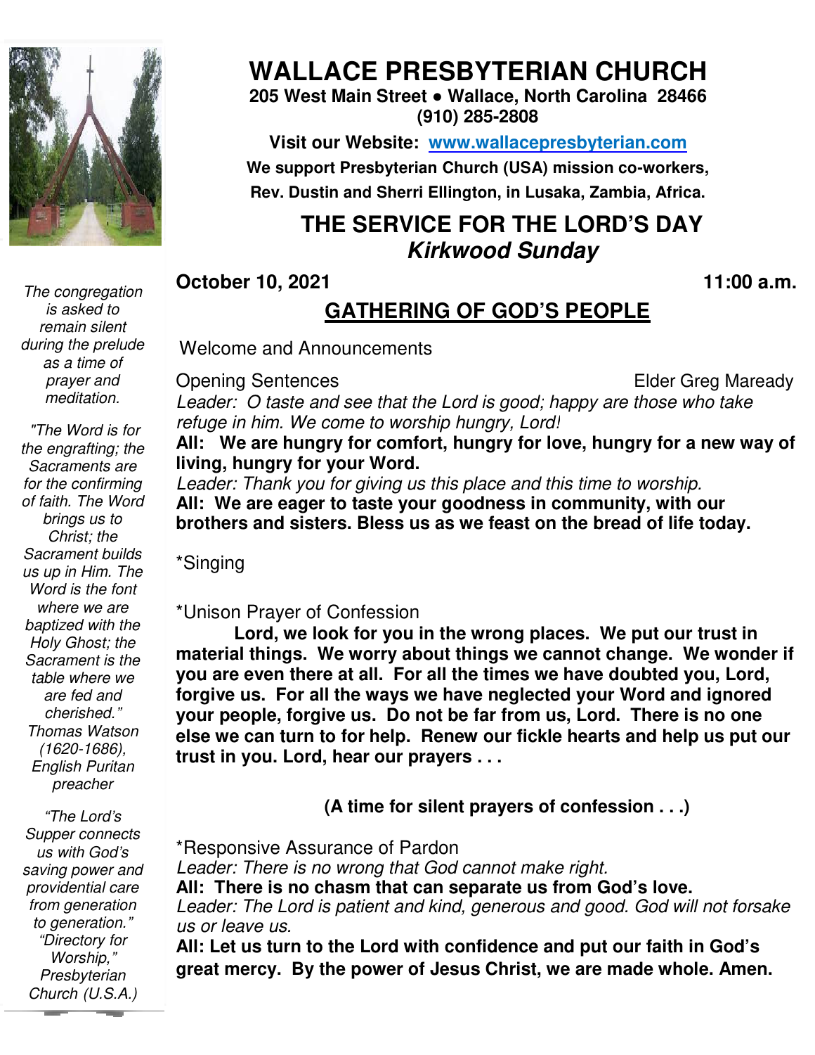# WALLACE PRESBYTERIAN CHURCH

**205 West Main Street • Wallace, North Carolina 28466**
**(910) 285-2808**

**Visit our Website: www.wallacepresbyterian.com**
**We support Presbyterian Church (USA) mission co-workers, Rev. Dustin and Sherri Ellington, in Lusaka, Zambia, Africa.**

## THE SERVICE FOR THE LORD'S DAY
### *Kirkwood Sunday*

**October 10, 2021** **11:00 a.m.**

*The congregation is asked to remain silent during the prelude as a time of prayer and meditation.*

*"The Word is for the engrafting; the Sacraments are for the confirming of faith. The Word brings us to Christ; the Sacrament builds us up in Him. The Word is the font where we are baptized with the Holy Ghost; the Sacrament is the table where we are fed and cherished." Thomas Watson (1620-1686), English Puritan preacher*

*"The Lord's Supper connects us with God's saving power and providential care from generation to generation." "Directory for Worship," Presbyterian Church (U.S.A.)*

## GATHERING OF GOD'S PEOPLE

Welcome and Announcements

Opening Sentences Elder Greg Maready

*Leader: O taste and see that the Lord is good; happy are those who take refuge in him. We come to worship hungry, Lord!*

**All: We are hungry for comfort, hungry for love, hungry for a new way of living, hungry for your Word.**

*Leader: Thank you for giving us this place and this time to worship.*

**All: We are eager to taste your goodness in community, with our brothers and sisters. Bless us as we feast on the bread of life today.**

*Singing

*Unison Prayer of Confession

**Lord, we look for you in the wrong places. We put our trust in material things. We worry about things we cannot change. We wonder if you are even there at all. For all the times we have doubted you, Lord, forgive us. For all the ways we have neglected your Word and ignored your people, forgive us. Do not be far from us, Lord. There is no one else we can turn to for help. Renew our fickle hearts and help us put our trust in you. Lord, hear our prayers . . .**

**(A time for silent prayers of confession . . .)**

*Responsive Assurance of Pardon

*Leader: There is no wrong that God cannot make right.*

**All: There is no chasm that can separate us from God's love.**

*Leader: The Lord is patient and kind, generous and good. God will not forsake us or leave us.*

**All: Let us turn to the Lord with confidence and put our faith in God's great mercy. By the power of Jesus Christ, we are made whole. Amen.**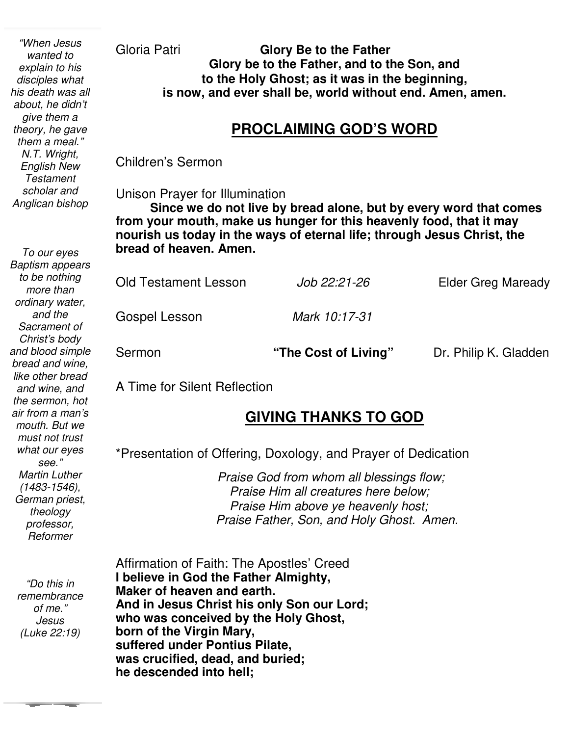Gloria Patri **Glory Be to the Father**

**Glory be to the Father, and to the Son, and to the Holy Ghost; as it was in the beginning, is now, and ever shall be, world without end. Amen, amen.**

## PROCLAIMING GOD'S WORD

Children's Sermon

Unison Prayer for Illumination

**Since we do not live by bread alone, but by every word that comes from your mouth, make us hunger for this heavenly food, that it may nourish us today in the ways of eternal life; through Jesus Christ, the bread of heaven. Amen.**

Old Testament Lesson *Job 22:21-26* Elder Greg Maready

Gospel Lesson *Mark 10:17-31*

Sermon **"The Cost of Living"** Dr. Philip K. Gladden

A Time for Silent Reflection

## GIVING THANKS TO GOD

*Presentation of Offering, Doxology, and Prayer of Dedication

*Praise God from whom all blessings flow;*
*Praise Him all creatures here below;*
*Praise Him above ye heavenly host;*
*Praise Father, Son, and Holy Ghost. Amen.*

Affirmation of Faith: The Apostles' Creed
**I believe in God the Father Almighty,**
**Maker of heaven and earth.**
**And in Jesus Christ his only Son our Lord;**
**who was conceived by the Holy Ghost,**
**born of the Virgin Mary,**
**suffered under Pontius Pilate,**
**was crucified, dead, and buried;**
**he descended into hell;**

*"When Jesus wanted to explain to his disciples what his death was all about, he didn't give them a theory, he gave them a meal." N.T. Wright, English New Testament scholar and Anglican bishop*

*To our eyes Baptism appears to be nothing more than ordinary water, and the Sacrament of Christ's body and blood simple bread and wine, like other bread and wine, and the sermon, hot air from a man's mouth. But we must not trust what our eyes see." Martin Luther (1483-1546), German priest, theology professor, Reformer*

*"Do this in remembrance of me." Jesus (Luke 22:19)*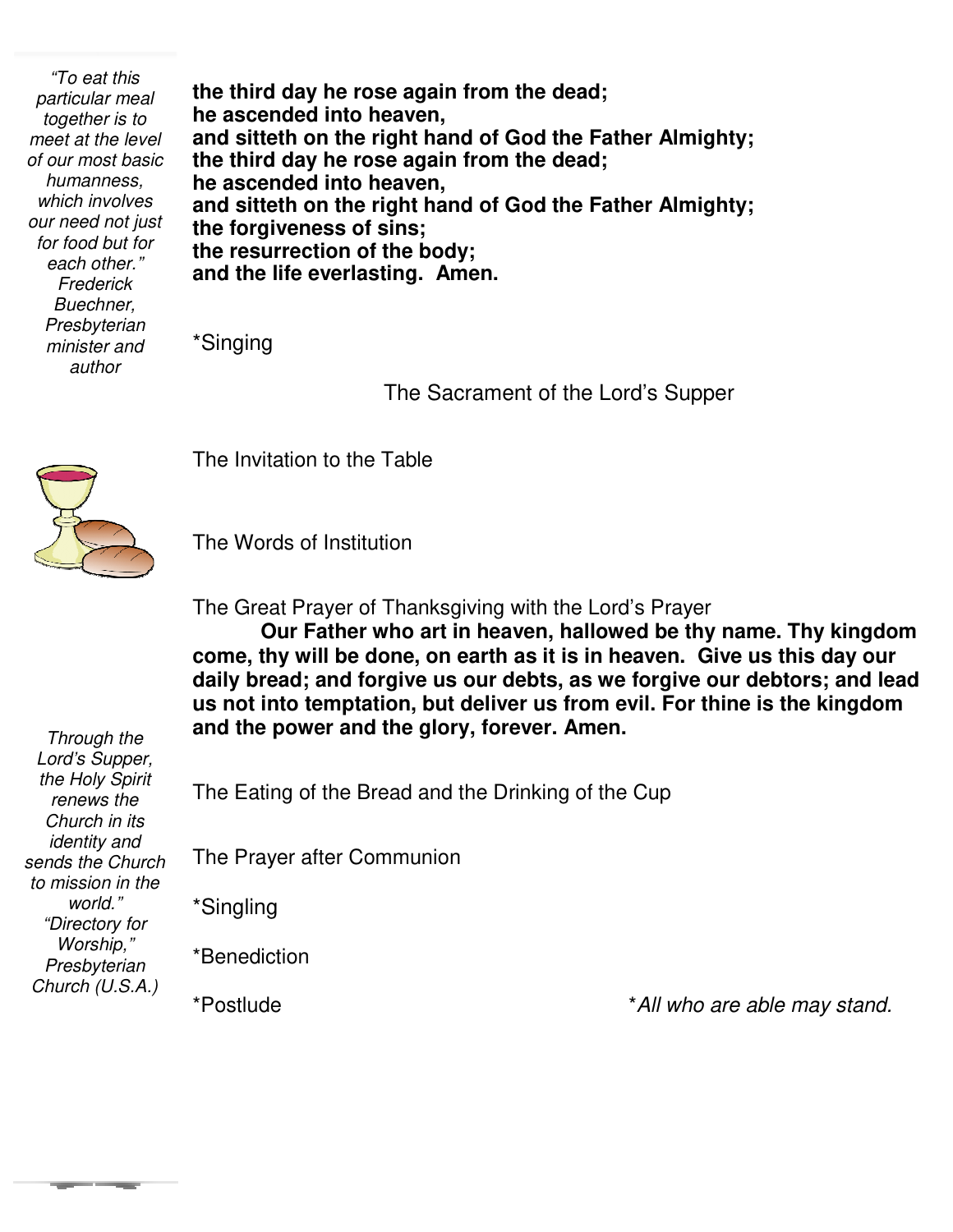*"To eat this particular meal together is to meet at the level of our most basic humanness, which involves our need not just for food but for each other." Frederick Buechner, Presbyterian minister and author*

**the third day he rose again from the dead;**
**he ascended into heaven,**
**and sitteth on the right hand of God the Father Almighty;**
**the third day he rose again from the dead;**
**he ascended into heaven,**
**and sitteth on the right hand of God the Father Almighty;**
**the forgiveness of sins;**
**the resurrection of the body;**
**and the life everlasting. Amen.**

*Singing

The Sacrament of the Lord's Supper

The Invitation to the Table

The Words of Institution

The Great Prayer of Thanksgiving with the Lord's Prayer

**Our Father who art in heaven, hallowed be thy name. Thy kingdom come, thy will be done, on earth as it is in heaven. Give us this day our daily bread; and forgive us our debts, as we forgive our debtors; and lead us not into temptation, but deliver us from evil. For thine is the kingdom and the power and the glory, forever. Amen.**

*Through the Lord's Supper, the Holy Spirit renews the Church in its identity and sends the Church to mission in the world." "Directory for Worship," Presbyterian Church (U.S.A.)*

The Eating of the Bread and the Drinking of the Cup

The Prayer after Communion

*Singling

*Benediction

*Postlude

*\*All who are able may stand.*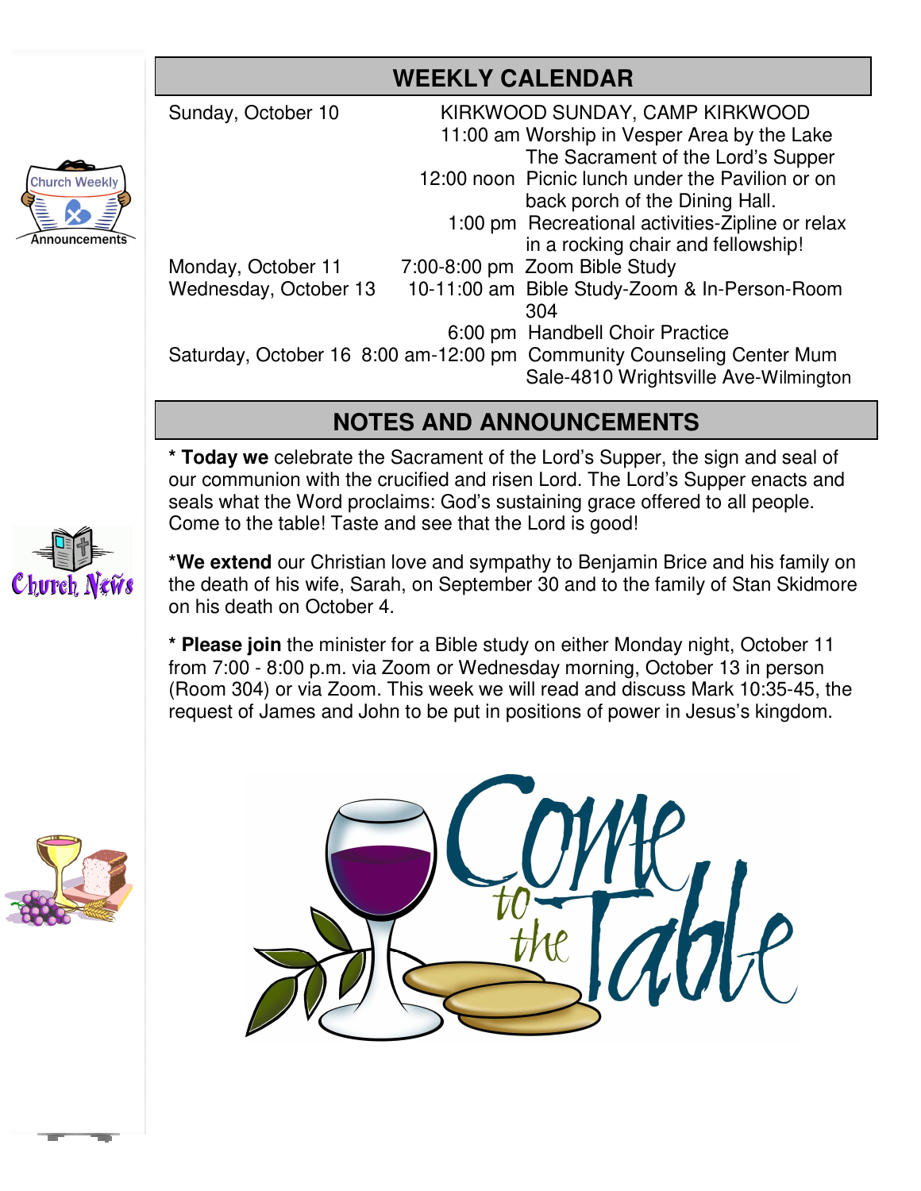## WEEKLY CALENDAR

| Day | Time | Event |
|---|---|---|
| Sunday, October 10 | | KIRKWOOD SUNDAY, CAMP KIRKWOOD |
| | 11:00 am | Worship in Vesper Area by the Lake The Sacrament of the Lord's Supper |
| | 12:00 noon | Picnic lunch under the Pavilion or on back porch of the Dining Hall. |
| | 1:00 pm | Recreational activities-Zipline or relax in a rocking chair and fellowship! |
| Monday, October 11 | 7:00-8:00 pm | Zoom Bible Study |
| Wednesday, October 13 | 10-11:00 am | Bible Study-Zoom & In-Person-Room 304 |
| | 6:00 pm | Handbell Choir Practice |
| Saturday, October 16 | 8:00 am-12:00 pm | Community Counseling Center Mum Sale-4810 Wrightsville Ave-Wilmington |

## NOTES AND ANNOUNCEMENTS

* **Today we** celebrate the Sacrament of the Lord's Supper, the sign and seal of our communion with the crucified and risen Lord. The Lord's Supper enacts and seals what the Word proclaims: God's sustaining grace offered to all people. Come to the table! Taste and see that the Lord is good!

***We extend** our Christian love and sympathy to Benjamin Brice and his family on the death of his wife, Sarah, on September 30 and to the family of Stan Skidmore on his death on October 4.

* **Please join** the minister for a Bible study on either Monday night, October 11 from 7:00 - 8:00 p.m. via Zoom or Wednesday morning, October 13 in person (Room 304) or via Zoom. This week we will read and discuss Mark 10:35-45, the request of James and John to be put in positions of power in Jesus's kingdom.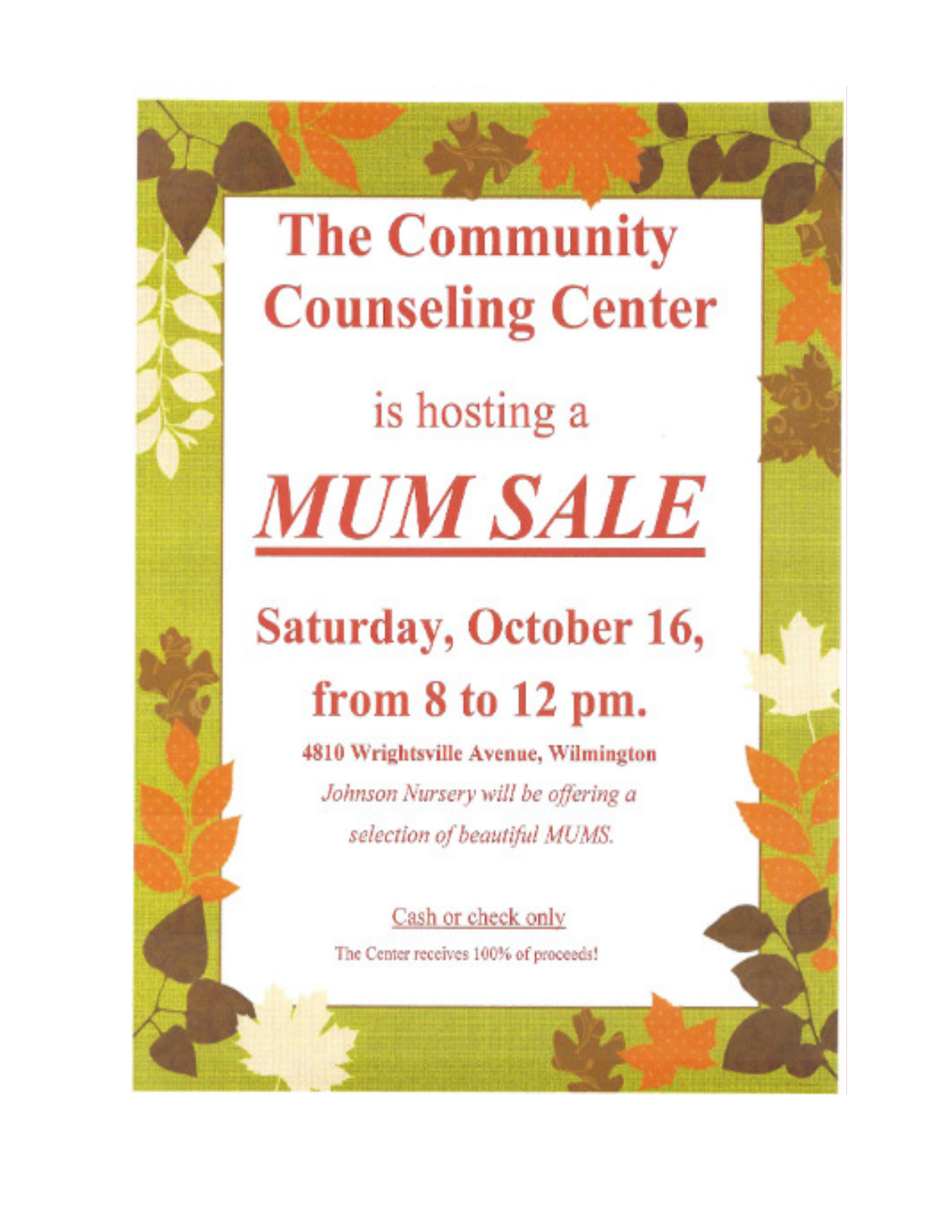# The Community Counseling Center

is hosting a

# ***MUM SALE***

## Saturday, October 16, from 8 to 12 pm.

**4810 Wrightsville Avenue, Wilmington**

*Johnson Nursery will be offering a selection of beautiful MUMS.*

Cash or check only

The Center receives 100% of proceeds!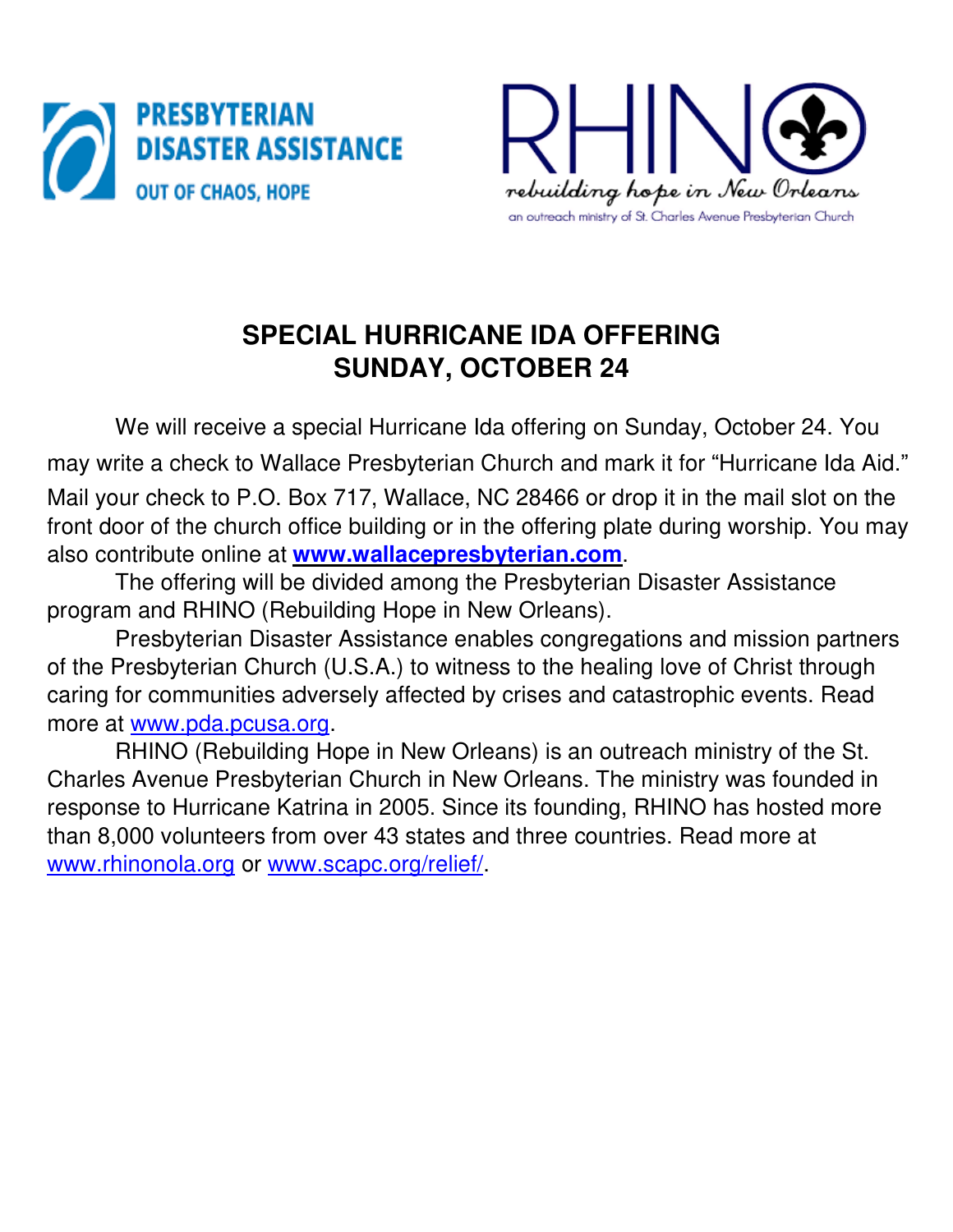PRESBYTERIAN DISASTER ASSISTANCE

OUT OF CHAOS, HOPE

RHINO

rebuilding hope in New Orleans

an outreach ministry of St. Charles Avenue Presbyterian Church

# SPECIAL HURRICANE IDA OFFERING
# SUNDAY, OCTOBER 24

We will receive a special Hurricane Ida offering on Sunday, October 24. You may write a check to Wallace Presbyterian Church and mark it for "Hurricane Ida Aid." Mail your check to P.O. Box 717, Wallace, NC 28466 or drop it in the mail slot on the front door of the church office building or in the offering plate during worship. You may also contribute online at **www.wallacepresbyterian.com**.

The offering will be divided among the Presbyterian Disaster Assistance program and RHINO (Rebuilding Hope in New Orleans).

Presbyterian Disaster Assistance enables congregations and mission partners of the Presbyterian Church (U.S.A.) to witness to the healing love of Christ through caring for communities adversely affected by crises and catastrophic events. Read more at www.pda.pcusa.org.

RHINO (Rebuilding Hope in New Orleans) is an outreach ministry of the St. Charles Avenue Presbyterian Church in New Orleans. The ministry was founded in response to Hurricane Katrina in 2005. Since its founding, RHINO has hosted more than 8,000 volunteers from over 43 states and three countries. Read more at www.rhinonola.org or www.scapc.org/relief/.